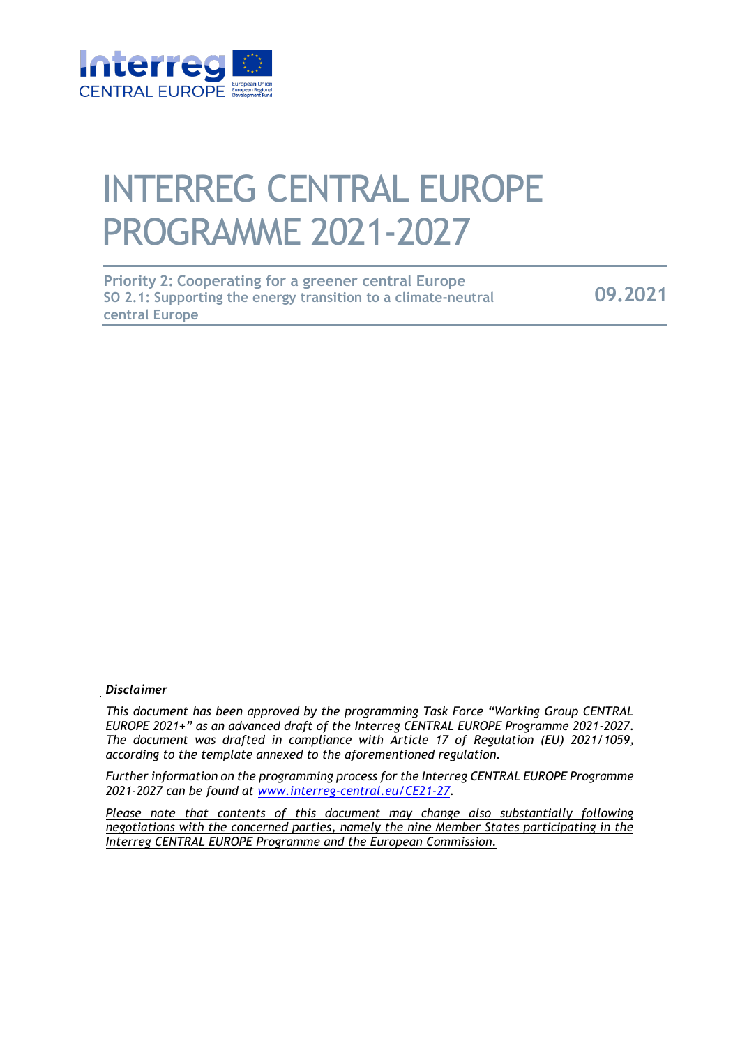# INTERREG CENTRAL EUROPE PROGRAMME 2021-2027

**Priority 2: Cooperating for a greener central Europe**
**SO 2.1: Supporting the energy transition to a climate-neutral central Europe**

**09.2021**

***Disclaimer***

*This document has been approved by the programming Task Force "Working Group CENTRAL EUROPE 2021+" as an advanced draft of the Interreg CENTRAL EUROPE Programme 2021-2027. The document was drafted in compliance with Article 17 of Regulation (EU) 2021/1059, according to the template annexed to the aforementioned regulation.*

*Further information on the programming process for the Interreg CENTRAL EUROPE Programme 2021-2027 can be found at [www.interreg-central.eu/CE21-27](www.interreg-central.eu/CE21-27).*

*Please note that contents of this document may change also substantially following negotiations with the concerned parties, namely the nine Member States participating in the Interreg CENTRAL EUROPE Programme and the European Commission.*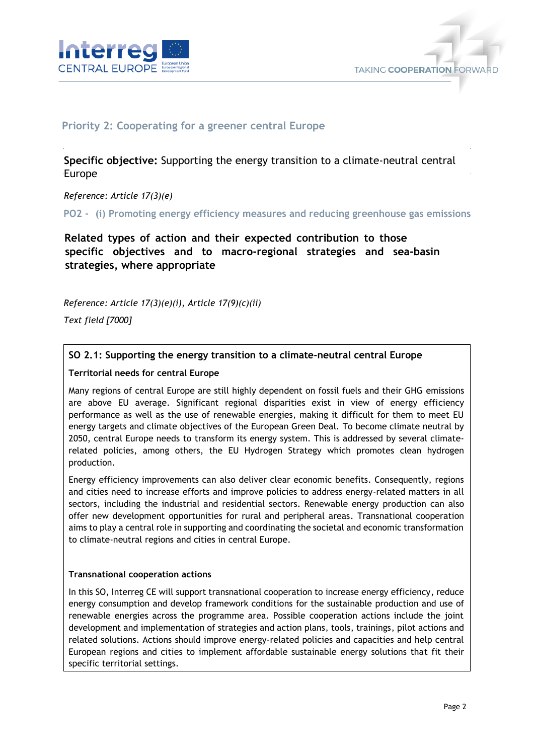## Priority 2: Cooperating for a greener central Europe

**Specific objective:** Supporting the energy transition to a climate-neutral central Europe

*Reference: Article 17(3)(e)*

PO2 - (i) Promoting energy efficiency measures and reducing greenhouse gas emissions

### Related types of action and their expected contribution to those specific objectives and to macro-regional strategies and sea-basin strategies, where appropriate

*Reference: Article 17(3)(e)(i), Article 17(9)(c)(ii)*

*Text field [7000]*

**SO 2.1: Supporting the energy transition to a climate-neutral central Europe**

**Territorial needs for central Europe**

Many regions of central Europe are still highly dependent on fossil fuels and their GHG emissions are above EU average. Significant regional disparities exist in view of energy efficiency performance as well as the use of renewable energies, making it difficult for them to meet EU energy targets and climate objectives of the European Green Deal. To become climate neutral by 2050, central Europe needs to transform its energy system. This is addressed by several climate-related policies, among others, the EU Hydrogen Strategy which promotes clean hydrogen production.

Energy efficiency improvements can also deliver clear economic benefits. Consequently, regions and cities need to increase efforts and improve policies to address energy-related matters in all sectors, including the industrial and residential sectors. Renewable energy production can also offer new development opportunities for rural and peripheral areas. Transnational cooperation aims to play a central role in supporting and coordinating the societal and economic transformation to climate-neutral regions and cities in central Europe.

**Transnational cooperation actions**

In this SO, Interreg CE will support transnational cooperation to increase energy efficiency, reduce energy consumption and develop framework conditions for the sustainable production and use of renewable energies across the programme area. Possible cooperation actions include the joint development and implementation of strategies and action plans, tools, trainings, pilot actions and related solutions. Actions should improve energy-related policies and capacities and help central European regions and cities to implement affordable sustainable energy solutions that fit their specific territorial settings.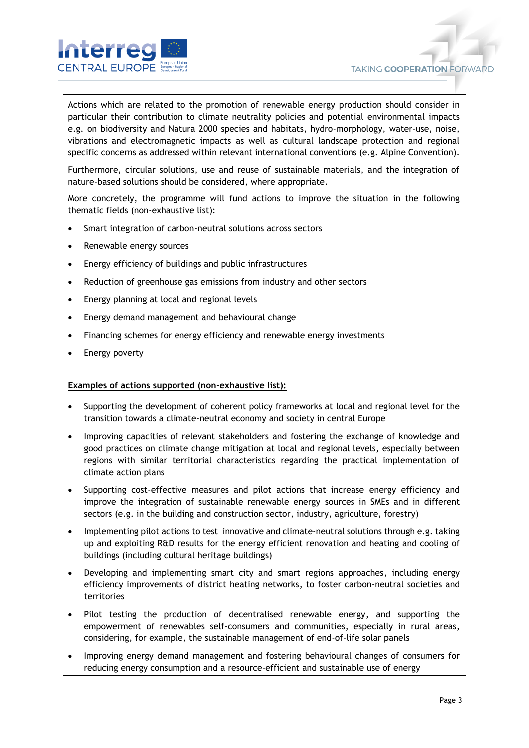Actions which are related to the promotion of renewable energy production should consider in particular their contribution to climate neutrality policies and potential environmental impacts e.g. on biodiversity and Natura 2000 species and habitats, hydro-morphology, water-use, noise, vibrations and electromagnetic impacts as well as cultural landscape protection and regional specific concerns as addressed within relevant international conventions (e.g. Alpine Convention).

Furthermore, circular solutions, use and reuse of sustainable materials, and the integration of nature-based solutions should be considered, where appropriate.

More concretely, the programme will fund actions to improve the situation in the following thematic fields (non-exhaustive list):

- Smart integration of carbon-neutral solutions across sectors
- Renewable energy sources
- Energy efficiency of buildings and public infrastructures
- Reduction of greenhouse gas emissions from industry and other sectors
- Energy planning at local and regional levels
- Energy demand management and behavioural change
- Financing schemes for energy efficiency and renewable energy investments
- Energy poverty

**Examples of actions supported (non-exhaustive list):**

- Supporting the development of coherent policy frameworks at local and regional level for the transition towards a climate-neutral economy and society in central Europe
- Improving capacities of relevant stakeholders and fostering the exchange of knowledge and good practices on climate change mitigation at local and regional levels, especially between regions with similar territorial characteristics regarding the practical implementation of climate action plans
- Supporting cost-effective measures and pilot actions that increase energy efficiency and improve the integration of sustainable renewable energy sources in SMEs and in different sectors (e.g. in the building and construction sector, industry, agriculture, forestry)
- Implementing pilot actions to test innovative and climate-neutral solutions through e.g. taking up and exploiting R&D results for the energy efficient renovation and heating and cooling of buildings (including cultural heritage buildings)
- Developing and implementing smart city and smart regions approaches, including energy efficiency improvements of district heating networks, to foster carbon-neutral societies and territories
- Pilot testing the production of decentralised renewable energy, and supporting the empowerment of renewables self-consumers and communities, especially in rural areas, considering, for example, the sustainable management of end-of-life solar panels
- Improving energy demand management and fostering behavioural changes of consumers for reducing energy consumption and a resource-efficient and sustainable use of energy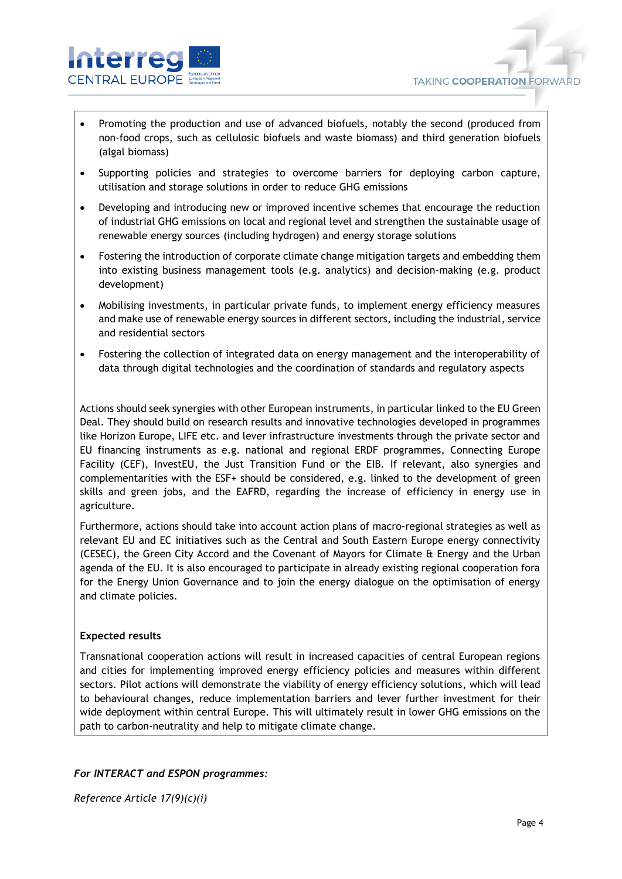- Promoting the production and use of advanced biofuels, notably the second (produced from non-food crops, such as cellulosic biofuels and waste biomass) and third generation biofuels (algal biomass)
- Supporting policies and strategies to overcome barriers for deploying carbon capture, utilisation and storage solutions in order to reduce GHG emissions
- Developing and introducing new or improved incentive schemes that encourage the reduction of industrial GHG emissions on local and regional level and strengthen the sustainable usage of renewable energy sources (including hydrogen) and energy storage solutions
- Fostering the introduction of corporate climate change mitigation targets and embedding them into existing business management tools (e.g. analytics) and decision-making (e.g. product development)
- Mobilising investments, in particular private funds, to implement energy efficiency measures and make use of renewable energy sources in different sectors, including the industrial, service and residential sectors
- Fostering the collection of integrated data on energy management and the interoperability of data through digital technologies and the coordination of standards and regulatory aspects

Actions should seek synergies with other European instruments, in particular linked to the EU Green Deal. They should build on research results and innovative technologies developed in programmes like Horizon Europe, LIFE etc. and lever infrastructure investments through the private sector and EU financing instruments as e.g. national and regional ERDF programmes, Connecting Europe Facility (CEF), InvestEU, the Just Transition Fund or the EIB. If relevant, also synergies and complementarities with the ESF+ should be considered, e.g. linked to the development of green skills and green jobs, and the EAFRD, regarding the increase of efficiency in energy use in agriculture.

Furthermore, actions should take into account action plans of macro-regional strategies as well as relevant EU and EC initiatives such as the Central and South Eastern Europe energy connectivity (CESEC), the Green City Accord and the Covenant of Mayors for Climate & Energy and the Urban agenda of the EU. It is also encouraged to participate in already existing regional cooperation fora for the Energy Union Governance and to join the energy dialogue on the optimisation of energy and climate policies.

**Expected results**

Transnational cooperation actions will result in increased capacities of central European regions and cities for implementing improved energy efficiency policies and measures within different sectors. Pilot actions will demonstrate the viability of energy efficiency solutions, which will lead to behavioural changes, reduce implementation barriers and lever further investment for their wide deployment within central Europe. This will ultimately result in lower GHG emissions on the path to carbon-neutrality and help to mitigate climate change.

***For INTERACT and ESPON programmes:***

*Reference Article 17(9)(c)(i)*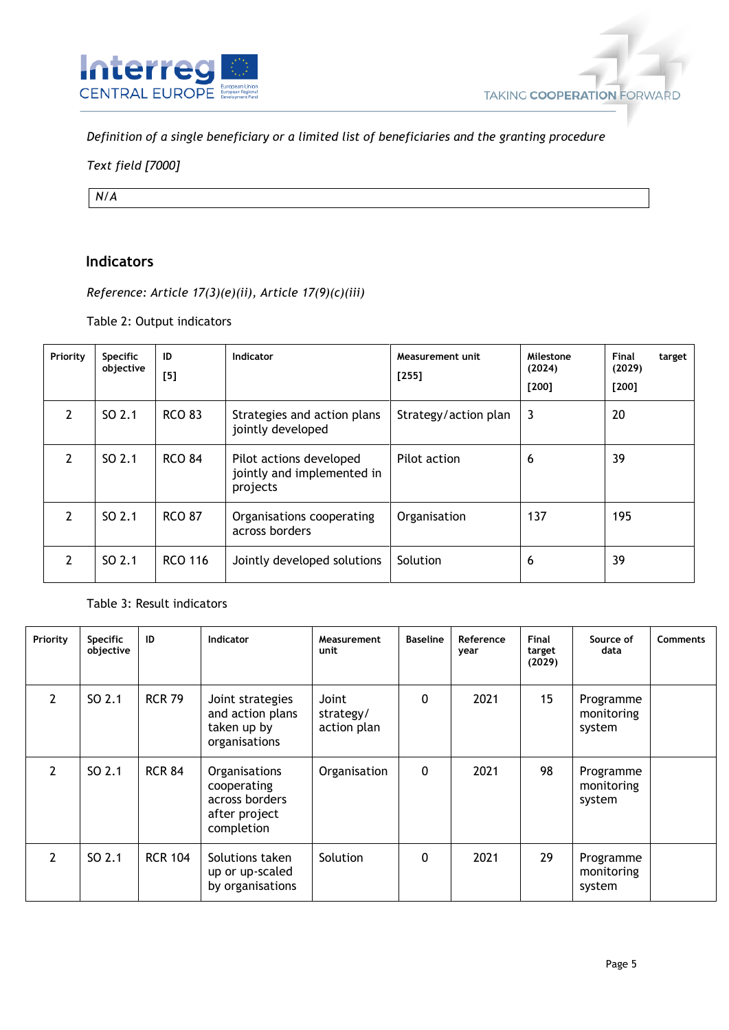*Definition of a single beneficiary or a limited list of beneficiaries and the granting procedure*

*Text field [7000]*

| *N/A* |
|---|

## Indicators

*Reference: Article 17(3)(e)(ii), Article 17(9)(c)(iii)*

Table 2: Output indicators

| Priority | Specific objective | ID [5] | Indicator | Measurement unit [255] | Milestone (2024) [200] | Final target (2029) [200] |
|---|---|---|---|---|---|---|
| 2 | SO 2.1 | RCO 83 | Strategies and action plans jointly developed | Strategy/action plan | 3 | 20 |
| 2 | SO 2.1 | RCO 84 | Pilot actions developed jointly and implemented in projects | Pilot action | 6 | 39 |
| 2 | SO 2.1 | RCO 87 | Organisations cooperating across borders | Organisation | 137 | 195 |
| 2 | SO 2.1 | RCO 116 | Jointly developed solutions | Solution | 6 | 39 |

Table 3: Result indicators

| Priority | Specific objective | ID | Indicator | Measurement unit | Baseline | Reference year | Final target (2029) | Source of data | Comments |
|---|---|---|---|---|---|---|---|---|---|
| 2 | SO 2.1 | RCR 79 | Joint strategies and action plans taken up by organisations | Joint strategy/ action plan | 0 | 2021 | 15 | Programme monitoring system | |
| 2 | SO 2.1 | RCR 84 | Organisations cooperating across borders after project completion | Organisation | 0 | 2021 | 98 | Programme monitoring system | |
| 2 | SO 2.1 | RCR 104 | Solutions taken up or up-scaled by organisations | Solution | 0 | 2021 | 29 | Programme monitoring system | |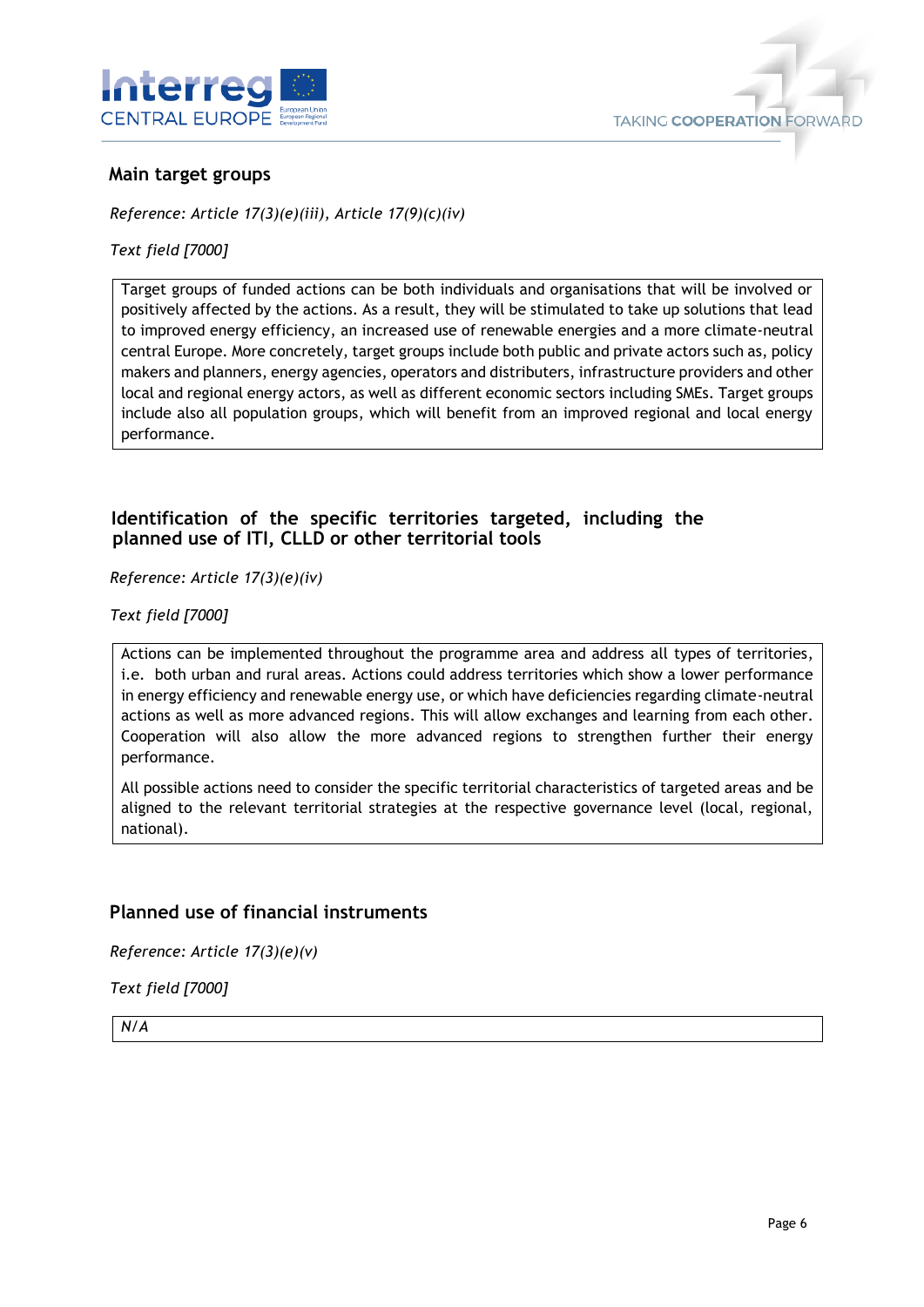### Main target groups

*Reference: Article 17(3)(e)(iii), Article 17(9)(c)(iv)*

*Text field [7000]*

Target groups of funded actions can be both individuals and organisations that will be involved or positively affected by the actions. As a result, they will be stimulated to take up solutions that lead to improved energy efficiency, an increased use of renewable energies and a more climate-neutral central Europe. More concretely, target groups include both public and private actors such as, policy makers and planners, energy agencies, operators and distributers, infrastructure providers and other local and regional energy actors, as well as different economic sectors including SMEs. Target groups include also all population groups, which will benefit from an improved regional and local energy performance.

### Identification of the specific territories targeted, including the planned use of ITI, CLLD or other territorial tools

*Reference: Article 17(3)(e)(iv)*

*Text field [7000]*

Actions can be implemented throughout the programme area and address all types of territories, i.e. both urban and rural areas. Actions could address territories which show a lower performance in energy efficiency and renewable energy use, or which have deficiencies regarding climate-neutral actions as well as more advanced regions. This will allow exchanges and learning from each other. Cooperation will also allow the more advanced regions to strengthen further their energy performance.

All possible actions need to consider the specific territorial characteristics of targeted areas and be aligned to the relevant territorial strategies at the respective governance level (local, regional, national).

### Planned use of financial instruments

*Reference: Article 17(3)(e)(v)*

*Text field [7000]*

*N/A*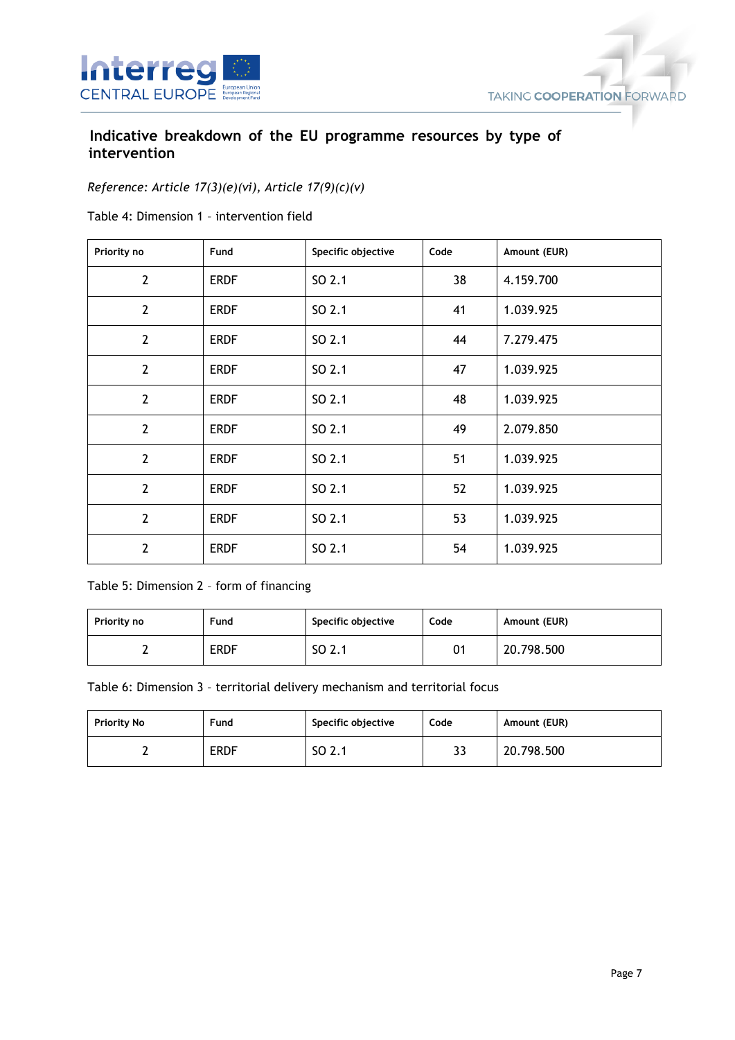## Indicative breakdown of the EU programme resources by type of intervention

*Reference: Article 17(3)(e)(vi), Article 17(9)(c)(v)*

Table 4: Dimension 1 – intervention field

| Priority no | Fund | Specific objective | Code | Amount (EUR) |
|---|---|---|---|---|
| 2 | ERDF | SO 2.1 | 38 | 4.159.700 |
| 2 | ERDF | SO 2.1 | 41 | 1.039.925 |
| 2 | ERDF | SO 2.1 | 44 | 7.279.475 |
| 2 | ERDF | SO 2.1 | 47 | 1.039.925 |
| 2 | ERDF | SO 2.1 | 48 | 1.039.925 |
| 2 | ERDF | SO 2.1 | 49 | 2.079.850 |
| 2 | ERDF | SO 2.1 | 51 | 1.039.925 |
| 2 | ERDF | SO 2.1 | 52 | 1.039.925 |
| 2 | ERDF | SO 2.1 | 53 | 1.039.925 |
| 2 | ERDF | SO 2.1 | 54 | 1.039.925 |

Table 5: Dimension 2 – form of financing

| Priority no | Fund | Specific objective | Code | Amount (EUR) |
|---|---|---|---|---|
| 2 | ERDF | SO 2.1 | 01 | 20.798.500 |

Table 6: Dimension 3 – territorial delivery mechanism and territorial focus

| Priority No | Fund | Specific objective | Code | Amount (EUR) |
|---|---|---|---|---|
| 2 | ERDF | SO 2.1 | 33 | 20.798.500 |